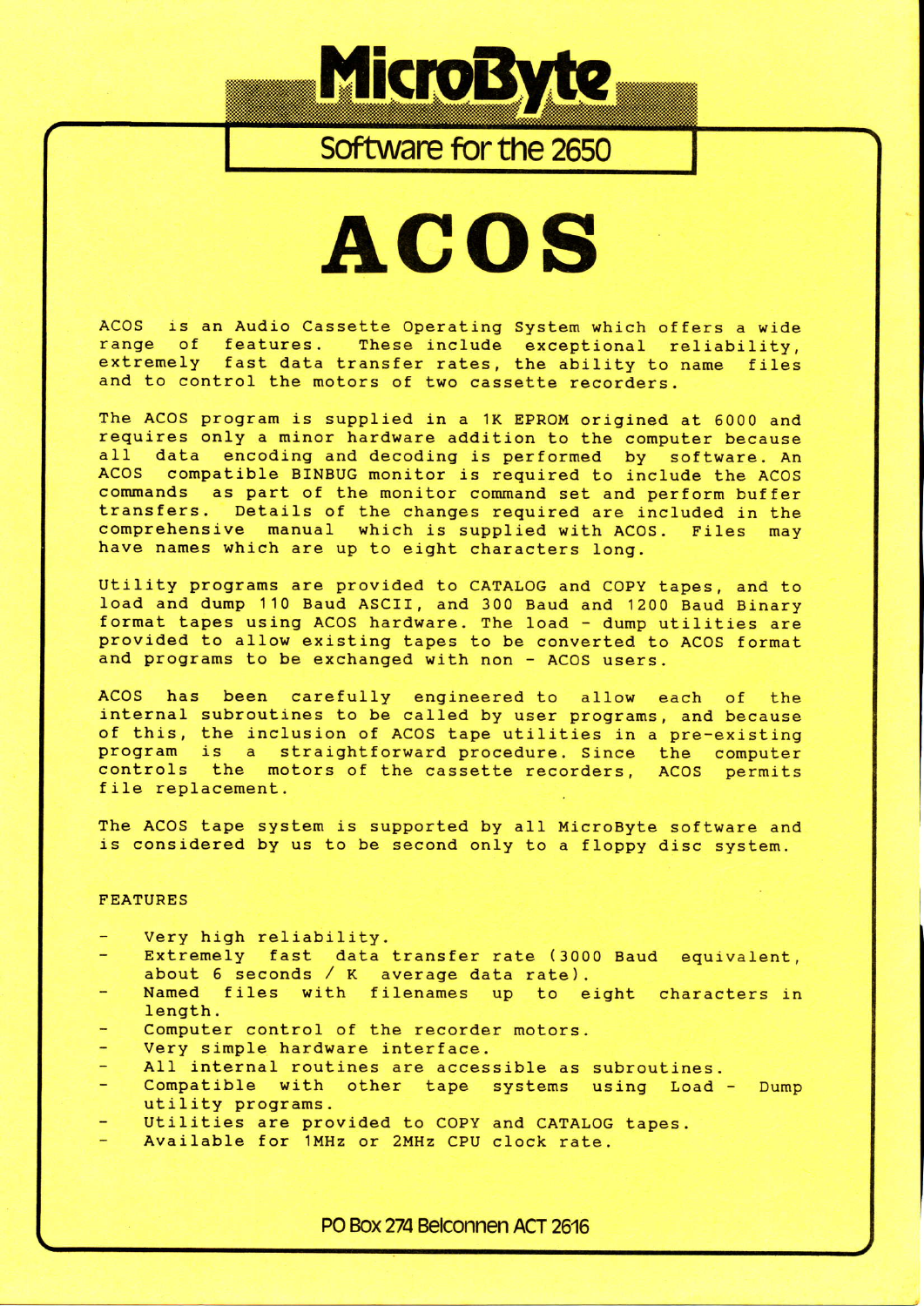# MicroByte

## Software for the 2650

# ACOS

ACOS is an Audio Cassette Operating System which offers a wide range of features. These include exceptional reliability, extremely fast data transfer rates, the ability to name files and to control the motors of two cassette recorders.

The ACOS program is supplied in a 1K EPROM origined at 6000 and requires only a minor hardware addition to the computer because all data encoding and decoding is performed by software. An ACOS compatible BINBUG monitor is required to include the ACOS commands as part of the monitor command set and perform buffer transfers. Details of the changes required are included in the comprehensive manual which is supplied with ACOS. Files may have names which are up to eight characters long.

Utility programs are provided to CATALOG and COPY tapes, and to load and dump 110 Baud ASCII, and 300 Baud and 1200 Baud Binary format tapes using ACOS hardware. The load - dump utilities are provided to allow existing tapes to be converted to ACOS format and programs to be exchanged with non - ACOS users.

ACOS has been carefully engineered to allow each of the internal subroutines to be called by user programs, and because of this, the inclusion of ACOS tape utilities in a pre-existing program is a straightforward procedure. Since the computer controls the motors of the cassette recorders, ACOS permits file replacement.

The ACOS tape system is supported by all MicroByte software and is considered by us to be second only to a floppy disc system.

FEATURES

- Very high reliability.
- Extremely fast data transfer rate (3000 Baud equivalent, about 6 seconds / K average data rate).
- Named files with filenames up to eight characters in length.
- Computer control of the recorder motors.
- Very simple hardware interface.
- All internal routines are accessible as subroutines.
- Compatible with other tape systems using Load - Dump utility programs.
- Utilities are provided to COPY and CATALOG tapes.
- Available for 1MHz or 2MHz CPU clock rate.

PO Box 274 Belconnen ACT 2616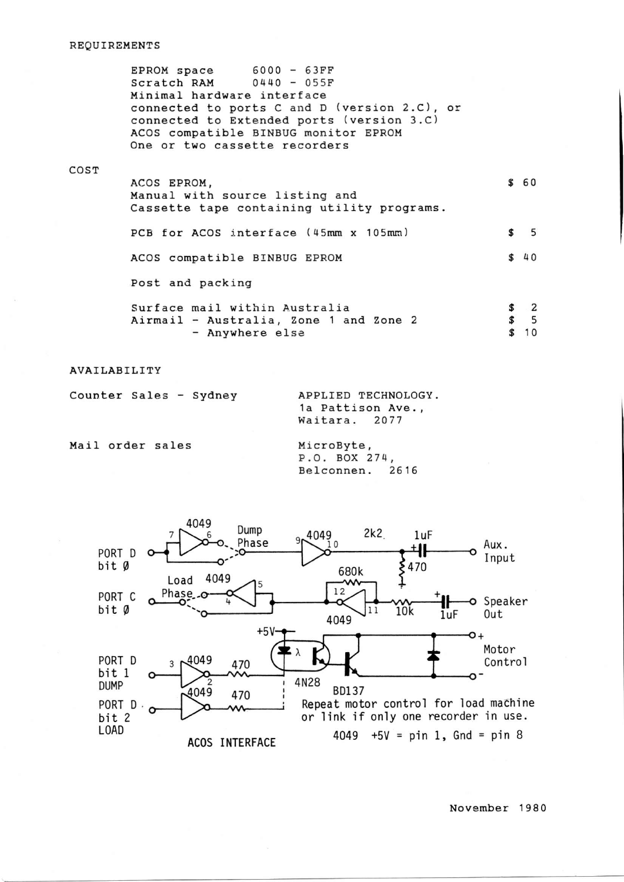REQUIREMENTS

EPROM space     6000 - 63FF
Scratch RAM     0440 - 055F
Minimal hardware interface
connected to ports C and D (version 2.C), or
connected to Extended ports (version 3.C)
ACOS compatible BINBUG monitor EPROM
One or two cassette recorders

COST

| | |
|---|---|
| ACOS EPROM, Manual with source listing and Cassette tape containing utility programs. | $ 60 |
| PCB for ACOS interface (45mm x 105mm) | $ 5 |
| ACOS compatible BINBUG EPROM | $ 40 |
| Post and packing | |
| Surface mail within Australia | $ 2 |
| Airmail - Australia, Zone 1 and Zone 2 | $ 5 |
| - Anywhere else | $ 10 |

AVAILABILITY

Counter Sales - Sydney

APPLIED TECHNOLOGY.
1a Pattison Ave.,
Waitara. 2077

Mail order sales

MicroByte,
P.O. BOX 274,
Belconnen. 2616

4049
Dump
Phase
PORT D
bit Ø
4049
2k2
1uF
Aux.
Input
470
680k
Load
Phase
4049
PORT C
bit Ø
4049
10k
1uF
Speaker
Out
+5V
PORT D
bit 1
DUMP
4049
470
4N28
BD137
Motor
Control
PORT D
bit 2
LOAD
4049
470
Repeat motor control for load machine
or link if only one recorder in use.
4049 +5V = pin 1, Gnd = pin 8

ACOS INTERFACE

November 1980